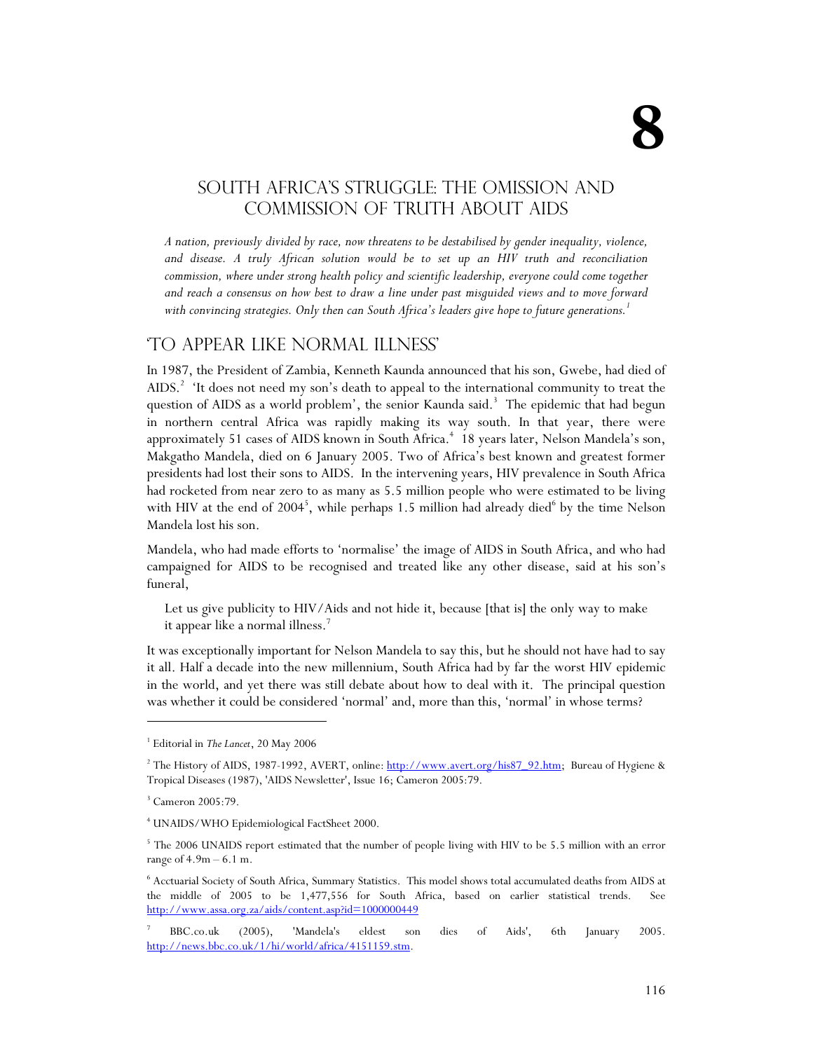# 8

# SOUTH AFRICA'S STRUGGLE: THE OMISSION AND COMMISSION OF TRUTH ABOUT AIDS

*A nation, previously divided by race, now threatens to be destabilised by gender inequality, violence, and disease. A truly African solution would be to set up an HIV truth and reconciliation commission, where under strong health policy and scientific leadership, everyone could come together and reach a consensus on how best to draw a line under past misguided views and to move forward with convincing strategies. Only then can South Africa's leaders give hope to future generations.*[1]

## 'TO APPEAR LIKE NORMAL ILLNESS'

In 1987, the President of Zambia, Kenneth Kaunda announced that his son, Gwebe, had died of AIDS.[2] 'It does not need my son's death to appeal to the international community to treat the question of AIDS as a world problem', the senior Kaunda said.[3] The epidemic that had begun in northern central Africa was rapidly making its way south. In that year, there were approximately 51 cases of AIDS known in South Africa.[4] 18 years later, Nelson Mandela's son, Makgatho Mandela, died on 6 January 2005. Two of Africa's best known and greatest former presidents had lost their sons to AIDS. In the intervening years, HIV prevalence in South Africa had rocketed from near zero to as many as 5.5 million people who were estimated to be living with HIV at the end of 2004[5], while perhaps 1.5 million had already died[6] by the time Nelson Mandela lost his son.

Mandela, who had made efforts to 'normalise' the image of AIDS in South Africa, and who had campaigned for AIDS to be recognised and treated like any other disease, said at his son's funeral,

> Let us give publicity to HIV/Aids and not hide it, because [that is] the only way to make it appear like a normal illness.[7]

It was exceptionally important for Nelson Mandela to say this, but he should not have had to say it all. Half a decade into the new millennium, South Africa had by far the worst HIV epidemic in the world, and yet there was still debate about how to deal with it. The principal question was whether it could be considered 'normal' and, more than this, 'normal' in whose terms?

---

[1] Editorial in *The Lancet*, 20 May 2006

[2] The History of AIDS, 1987-1992, AVERT, online: http://www.avert.org/his87_92.htm; Bureau of Hygiene & Tropical Diseases (1987), 'AIDS Newsletter', Issue 16; Cameron 2005:79.

[3] Cameron 2005:79.

[4] UNAIDS/WHO Epidemiological FactSheet 2000.

[5] The 2006 UNAIDS report estimated that the number of people living with HIV to be 5.5 million with an error range of 4.9m – 6.1 m.

[6] Acctuarial Society of South Africa, Summary Statistics. This model shows total accumulated deaths from AIDS at the middle of 2005 to be 1,477,556 for South Africa, based on earlier statistical trends. See http://www.assa.org.za/aids/content.asp?id=1000000449

[7] BBC.co.uk (2005), 'Mandela's eldest son dies of Aids', 6th January 2005. http://news.bbc.co.uk/1/hi/world/africa/4151159.stm.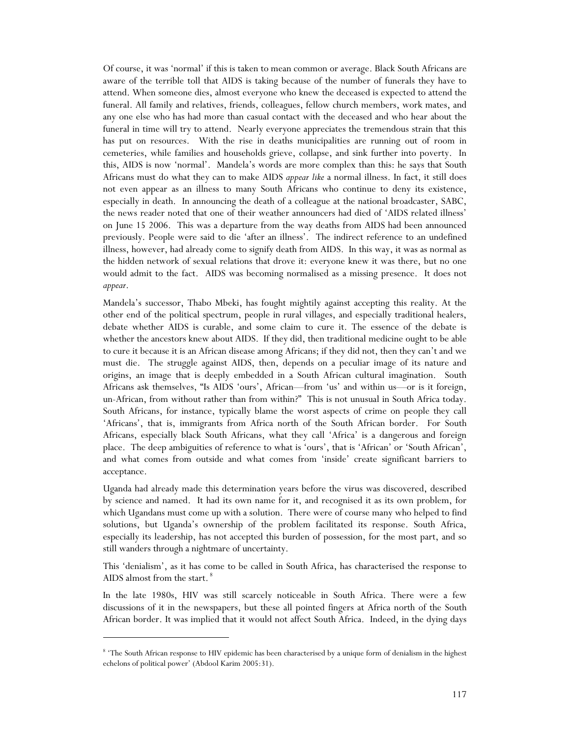Of course, it was 'normal' if this is taken to mean common or average. Black South Africans are aware of the terrible toll that AIDS is taking because of the number of funerals they have to attend. When someone dies, almost everyone who knew the deceased is expected to attend the funeral. All family and relatives, friends, colleagues, fellow church members, work mates, and any one else who has had more than casual contact with the deceased and who hear about the funeral in time will try to attend. Nearly everyone appreciates the tremendous strain that this has put on resources. With the rise in deaths municipalities are running out of room in cemeteries, while families and households grieve, collapse, and sink further into poverty. In this, AIDS is now 'normal'. Mandela's words are more complex than this: he says that South Africans must do what they can to make AIDS *appear like* a normal illness. In fact, it still does not even appear as an illness to many South Africans who continue to deny its existence, especially in death. In announcing the death of a colleague at the national broadcaster, SABC, the news reader noted that one of their weather announcers had died of 'AIDS related illness' on June 15 2006. This was a departure from the way deaths from AIDS had been announced previously. People were said to die 'after an illness'. The indirect reference to an undefined illness, however, had already come to signify death from AIDS. In this way, it was as normal as the hidden network of sexual relations that drove it: everyone knew it was there, but no one would admit to the fact. AIDS was becoming normalised as a missing presence. It does not *appear*.

Mandela's successor, Thabo Mbeki, has fought mightily against accepting this reality. At the other end of the political spectrum, people in rural villages, and especially traditional healers, debate whether AIDS is curable, and some claim to cure it. The essence of the debate is whether the ancestors knew about AIDS. If they did, then traditional medicine ought to be able to cure it because it is an African disease among Africans; if they did not, then they can't and we must die. The struggle against AIDS, then, depends on a peculiar image of its nature and origins, an image that is deeply embedded in a South African cultural imagination. South Africans ask themselves, "Is AIDS 'ours', African—from 'us' and within us—or is it foreign, un-African, from without rather than from within?" This is not unusual in South Africa today. South Africans, for instance, typically blame the worst aspects of crime on people they call 'Africans', that is, immigrants from Africa north of the South African border. For South Africans, especially black South Africans, what they call 'Africa' is a dangerous and foreign place. The deep ambiguities of reference to what is 'ours', that is 'African' or 'South African', and what comes from outside and what comes from 'inside' create significant barriers to acceptance.

Uganda had already made this determination years before the virus was discovered, described by science and named. It had its own name for it, and recognised it as its own problem, for which Ugandans must come up with a solution. There were of course many who helped to find solutions, but Uganda's ownership of the problem facilitated its response. South Africa, especially its leadership, has not accepted this burden of possession, for the most part, and so still wanders through a nightmare of uncertainty.

This 'denialism', as it has come to be called in South Africa, has characterised the response to AIDS almost from the start.[8]

In the late 1980s, HIV was still scarcely noticeable in South Africa. There were a few discussions of it in the newspapers, but these all pointed fingers at Africa north of the South African border. It was implied that it would not affect South Africa. Indeed, in the dying days

---

[8] 'The South African response to HIV epidemic has been characterised by a unique form of denialism in the highest echelons of political power' (Abdool Karim 2005:31).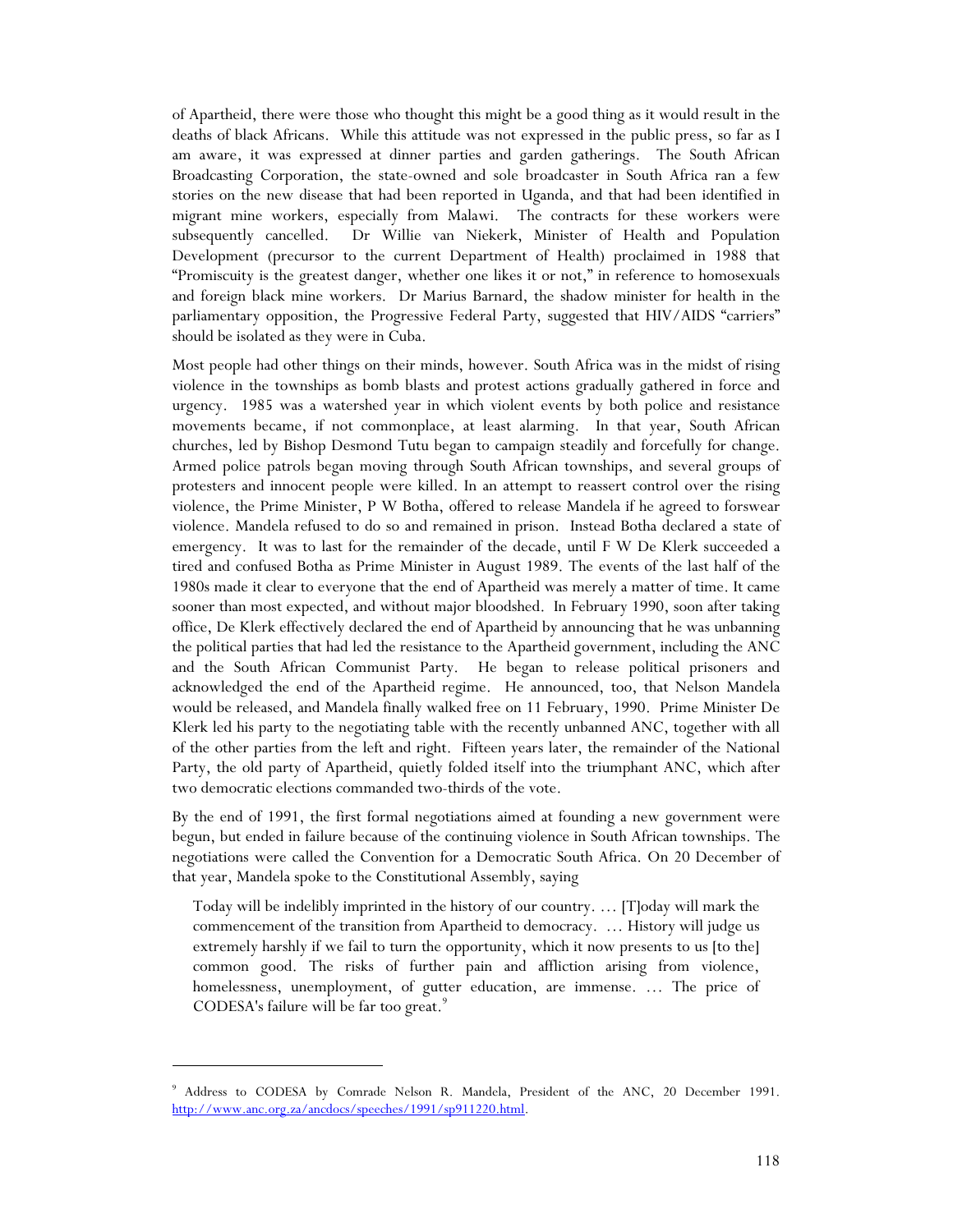of Apartheid, there were those who thought this might be a good thing as it would result in the deaths of black Africans. While this attitude was not expressed in the public press, so far as I am aware, it was expressed at dinner parties and garden gatherings. The South African Broadcasting Corporation, the state-owned and sole broadcaster in South Africa ran a few stories on the new disease that had been reported in Uganda, and that had been identified in migrant mine workers, especially from Malawi. The contracts for these workers were subsequently cancelled. Dr Willie van Niekerk, Minister of Health and Population Development (precursor to the current Department of Health) proclaimed in 1988 that "Promiscuity is the greatest danger, whether one likes it or not," in reference to homosexuals and foreign black mine workers. Dr Marius Barnard, the shadow minister for health in the parliamentary opposition, the Progressive Federal Party, suggested that HIV/AIDS "carriers" should be isolated as they were in Cuba.

Most people had other things on their minds, however. South Africa was in the midst of rising violence in the townships as bomb blasts and protest actions gradually gathered in force and urgency. 1985 was a watershed year in which violent events by both police and resistance movements became, if not commonplace, at least alarming. In that year, South African churches, led by Bishop Desmond Tutu began to campaign steadily and forcefully for change. Armed police patrols began moving through South African townships, and several groups of protesters and innocent people were killed. In an attempt to reassert control over the rising violence, the Prime Minister, P W Botha, offered to release Mandela if he agreed to forswear violence. Mandela refused to do so and remained in prison. Instead Botha declared a state of emergency. It was to last for the remainder of the decade, until F W De Klerk succeeded a tired and confused Botha as Prime Minister in August 1989. The events of the last half of the 1980s made it clear to everyone that the end of Apartheid was merely a matter of time. It came sooner than most expected, and without major bloodshed. In February 1990, soon after taking office, De Klerk effectively declared the end of Apartheid by announcing that he was unbanning the political parties that had led the resistance to the Apartheid government, including the ANC and the South African Communist Party. He began to release political prisoners and acknowledged the end of the Apartheid regime. He announced, too, that Nelson Mandela would be released, and Mandela finally walked free on 11 February, 1990. Prime Minister De Klerk led his party to the negotiating table with the recently unbanned ANC, together with all of the other parties from the left and right. Fifteen years later, the remainder of the National Party, the old party of Apartheid, quietly folded itself into the triumphant ANC, which after two democratic elections commanded two-thirds of the vote.

By the end of 1991, the first formal negotiations aimed at founding a new government were begun, but ended in failure because of the continuing violence in South African townships. The negotiations were called the Convention for a Democratic South Africa. On 20 December of that year, Mandela spoke to the Constitutional Assembly, saying

> Today will be indelibly imprinted in the history of our country. … [T]oday will mark the commencement of the transition from Apartheid to democracy. … History will judge us extremely harshly if we fail to turn the opportunity, which it now presents to us [to the] common good. The risks of further pain and affliction arising from violence, homelessness, unemployment, of gutter education, are immense. … The price of CODESA's failure will be far too great.[9]

---

[9] Address to CODESA by Comrade Nelson R. Mandela, President of the ANC, 20 December 1991. http://www.anc.org.za/ancdocs/speeches/1991/sp911220.html.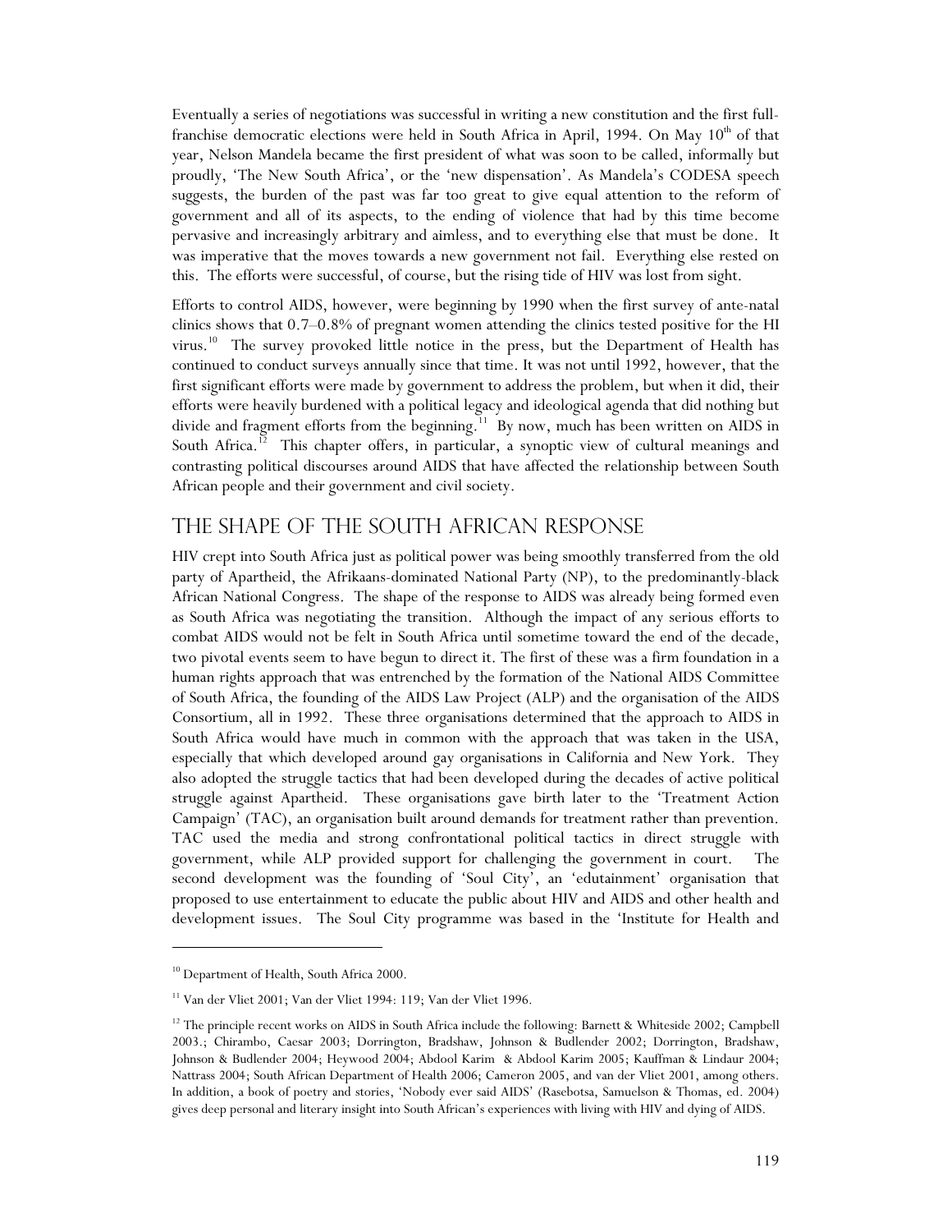Eventually a series of negotiations was successful in writing a new constitution and the first full-franchise democratic elections were held in South Africa in April, 1994. On May 10th of that year, Nelson Mandela became the first president of what was soon to be called, informally but proudly, 'The New South Africa', or the 'new dispensation'. As Mandela's CODESA speech suggests, the burden of the past was far too great to give equal attention to the reform of government and all of its aspects, to the ending of violence that had by this time become pervasive and increasingly arbitrary and aimless, and to everything else that must be done. It was imperative that the moves towards a new government not fail. Everything else rested on this. The efforts were successful, of course, but the rising tide of HIV was lost from sight.

Efforts to control AIDS, however, were beginning by 1990 when the first survey of ante-natal clinics shows that 0.7–0.8% of pregnant women attending the clinics tested positive for the HI virus.[10] The survey provoked little notice in the press, but the Department of Health has continued to conduct surveys annually since that time. It was not until 1992, however, that the first significant efforts were made by government to address the problem, but when it did, their efforts were heavily burdened with a political legacy and ideological agenda that did nothing but divide and fragment efforts from the beginning.[11] By now, much has been written on AIDS in South Africa.[12] This chapter offers, in particular, a synoptic view of cultural meanings and contrasting political discourses around AIDS that have affected the relationship between South African people and their government and civil society.

## The Shape of the South African Response

HIV crept into South Africa just as political power was being smoothly transferred from the old party of Apartheid, the Afrikaans-dominated National Party (NP), to the predominantly-black African National Congress. The shape of the response to AIDS was already being formed even as South Africa was negotiating the transition. Although the impact of any serious efforts to combat AIDS would not be felt in South Africa until sometime toward the end of the decade, two pivotal events seem to have begun to direct it. The first of these was a firm foundation in a human rights approach that was entrenched by the formation of the National AIDS Committee of South Africa, the founding of the AIDS Law Project (ALP) and the organisation of the AIDS Consortium, all in 1992. These three organisations determined that the approach to AIDS in South Africa would have much in common with the approach that was taken in the USA, especially that which developed around gay organisations in California and New York. They also adopted the struggle tactics that had been developed during the decades of active political struggle against Apartheid. These organisations gave birth later to the 'Treatment Action Campaign' (TAC), an organisation built around demands for treatment rather than prevention. TAC used the media and strong confrontational political tactics in direct struggle with government, while ALP provided support for challenging the government in court. The second development was the founding of 'Soul City', an 'edutainment' organisation that proposed to use entertainment to educate the public about HIV and AIDS and other health and development issues. The Soul City programme was based in the 'Institute for Health and

---

[10] Department of Health, South Africa 2000.

[11] Van der Vliet 2001; Van der Vliet 1994: 119; Van der Vliet 1996.

[12] The principle recent works on AIDS in South Africa include the following: Barnett & Whiteside 2002; Campbell 2003.; Chirambo, Caesar 2003; Dorrington, Bradshaw, Johnson & Budlender 2002; Dorrington, Bradshaw, Johnson & Budlender 2004; Heywood 2004; Abdool Karim & Abdool Karim 2005; Kauffman & Lindaur 2004; Nattrass 2004; South African Department of Health 2006; Cameron 2005, and van der Vliet 2001, among others. In addition, a book of poetry and stories, 'Nobody ever said AIDS' (Rasebotsa, Samuelson & Thomas, ed. 2004) gives deep personal and literary insight into South African's experiences with living with HIV and dying of AIDS.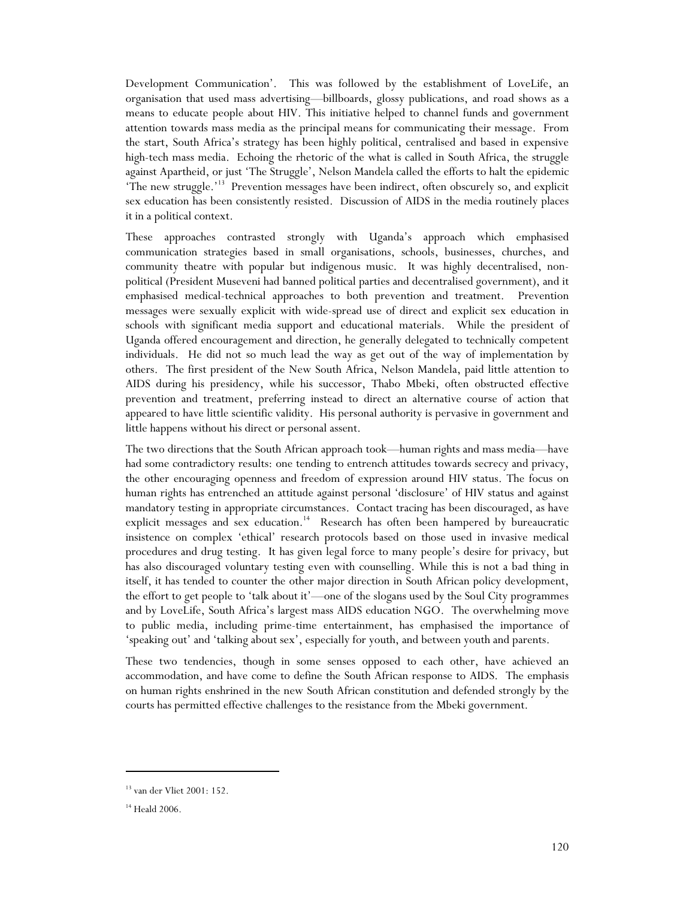Development Communication'. This was followed by the establishment of LoveLife, an organisation that used mass advertising—billboards, glossy publications, and road shows as a means to educate people about HIV. This initiative helped to channel funds and government attention towards mass media as the principal means for communicating their message. From the start, South Africa's strategy has been highly political, centralised and based in expensive high-tech mass media. Echoing the rhetoric of the what is called in South Africa, the struggle against Apartheid, or just 'The Struggle', Nelson Mandela called the efforts to halt the epidemic 'The new struggle.'[13] Prevention messages have been indirect, often obscurely so, and explicit sex education has been consistently resisted. Discussion of AIDS in the media routinely places it in a political context.

These approaches contrasted strongly with Uganda's approach which emphasised communication strategies based in small organisations, schools, businesses, churches, and community theatre with popular but indigenous music. It was highly decentralised, non-political (President Museveni had banned political parties and decentralised government), and it emphasised medical-technical approaches to both prevention and treatment. Prevention messages were sexually explicit with wide-spread use of direct and explicit sex education in schools with significant media support and educational materials. While the president of Uganda offered encouragement and direction, he generally delegated to technically competent individuals. He did not so much lead the way as get out of the way of implementation by others. The first president of the New South Africa, Nelson Mandela, paid little attention to AIDS during his presidency, while his successor, Thabo Mbeki, often obstructed effective prevention and treatment, preferring instead to direct an alternative course of action that appeared to have little scientific validity. His personal authority is pervasive in government and little happens without his direct or personal assent.

The two directions that the South African approach took—human rights and mass media—have had some contradictory results: one tending to entrench attitudes towards secrecy and privacy, the other encouraging openness and freedom of expression around HIV status. The focus on human rights has entrenched an attitude against personal 'disclosure' of HIV status and against mandatory testing in appropriate circumstances. Contact tracing has been discouraged, as have explicit messages and sex education.[14] Research has often been hampered by bureaucratic insistence on complex 'ethical' research protocols based on those used in invasive medical procedures and drug testing. It has given legal force to many people's desire for privacy, but has also discouraged voluntary testing even with counselling. While this is not a bad thing in itself, it has tended to counter the other major direction in South African policy development, the effort to get people to 'talk about it'—one of the slogans used by the Soul City programmes and by LoveLife, South Africa's largest mass AIDS education NGO. The overwhelming move to public media, including prime-time entertainment, has emphasised the importance of 'speaking out' and 'talking about sex', especially for youth, and between youth and parents.

These two tendencies, though in some senses opposed to each other, have achieved an accommodation, and have come to define the South African response to AIDS. The emphasis on human rights enshrined in the new South African constitution and defended strongly by the courts has permitted effective challenges to the resistance from the Mbeki government.

---

[13] van der Vliet 2001: 152.

[14] Heald 2006.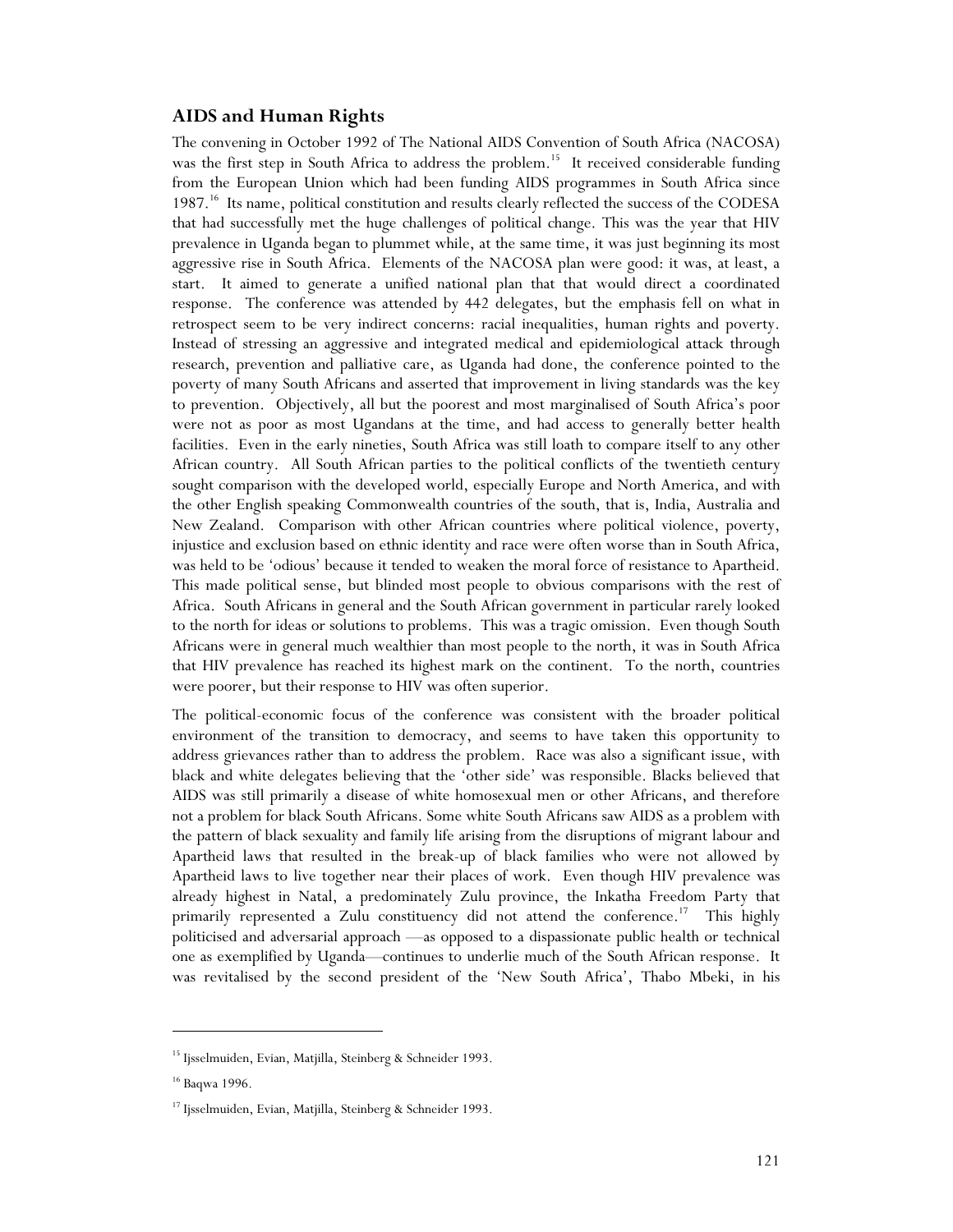## AIDS and Human Rights

The convening in October 1992 of The National AIDS Convention of South Africa (NACOSA) was the first step in South Africa to address the problem.[15] It received considerable funding from the European Union which had been funding AIDS programmes in South Africa since 1987.[16] Its name, political constitution and results clearly reflected the success of the CODESA that had successfully met the huge challenges of political change. This was the year that HIV prevalence in Uganda began to plummet while, at the same time, it was just beginning its most aggressive rise in South Africa. Elements of the NACOSA plan were good: it was, at least, a start. It aimed to generate a unified national plan that that would direct a coordinated response. The conference was attended by 442 delegates, but the emphasis fell on what in retrospect seem to be very indirect concerns: racial inequalities, human rights and poverty. Instead of stressing an aggressive and integrated medical and epidemiological attack through research, prevention and palliative care, as Uganda had done, the conference pointed to the poverty of many South Africans and asserted that improvement in living standards was the key to prevention. Objectively, all but the poorest and most marginalised of South Africa's poor were not as poor as most Ugandans at the time, and had access to generally better health facilities. Even in the early nineties, South Africa was still loath to compare itself to any other African country. All South African parties to the political conflicts of the twentieth century sought comparison with the developed world, especially Europe and North America, and with the other English speaking Commonwealth countries of the south, that is, India, Australia and New Zealand. Comparison with other African countries where political violence, poverty, injustice and exclusion based on ethnic identity and race were often worse than in South Africa, was held to be 'odious' because it tended to weaken the moral force of resistance to Apartheid. This made political sense, but blinded most people to obvious comparisons with the rest of Africa. South Africans in general and the South African government in particular rarely looked to the north for ideas or solutions to problems. This was a tragic omission. Even though South Africans were in general much wealthier than most people to the north, it was in South Africa that HIV prevalence has reached its highest mark on the continent. To the north, countries were poorer, but their response to HIV was often superior.

The political-economic focus of the conference was consistent with the broader political environment of the transition to democracy, and seems to have taken this opportunity to address grievances rather than to address the problem. Race was also a significant issue, with black and white delegates believing that the 'other side' was responsible. Blacks believed that AIDS was still primarily a disease of white homosexual men or other Africans, and therefore not a problem for black South Africans. Some white South Africans saw AIDS as a problem with the pattern of black sexuality and family life arising from the disruptions of migrant labour and Apartheid laws that resulted in the break-up of black families who were not allowed by Apartheid laws to live together near their places of work. Even though HIV prevalence was already highest in Natal, a predominately Zulu province, the Inkatha Freedom Party that primarily represented a Zulu constituency did not attend the conference.[17] This highly politicised and adversarial approach —as opposed to a dispassionate public health or technical one as exemplified by Uganda—continues to underlie much of the South African response. It was revitalised by the second president of the 'New South Africa', Thabo Mbeki, in his

---

[15] Ijsselmuiden, Evian, Matjilla, Steinberg & Schneider 1993.

[16] Baqwa 1996.

[17] Ijsselmuiden, Evian, Matjilla, Steinberg & Schneider 1993.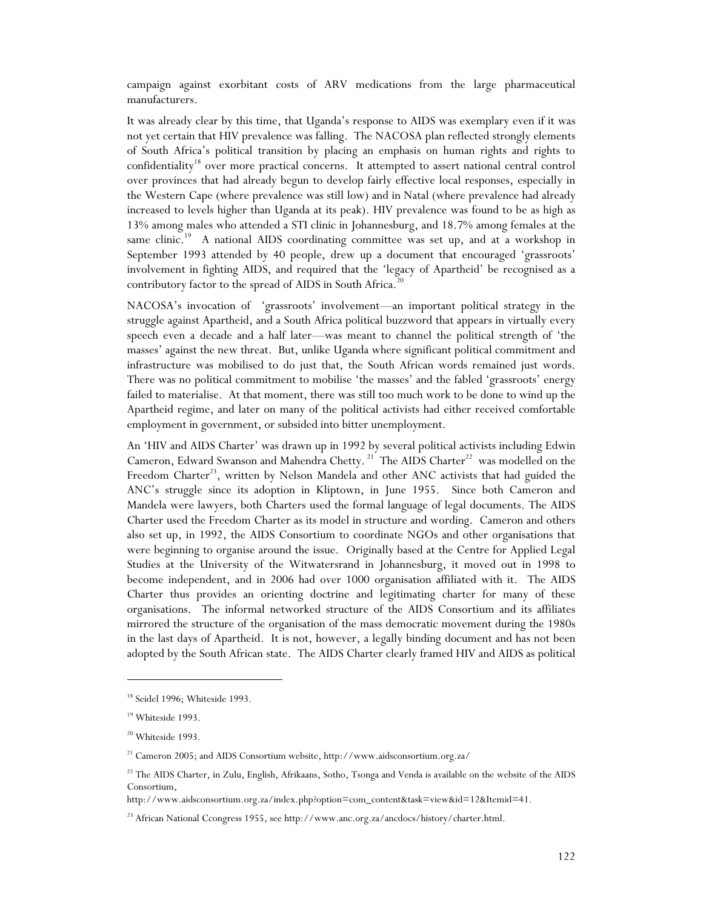campaign against exorbitant costs of ARV medications from the large pharmaceutical manufacturers.

It was already clear by this time, that Uganda's response to AIDS was exemplary even if it was not yet certain that HIV prevalence was falling. The NACOSA plan reflected strongly elements of South Africa's political transition by placing an emphasis on human rights and rights to confidentiality[18] over more practical concerns. It attempted to assert national central control over provinces that had already begun to develop fairly effective local responses, especially in the Western Cape (where prevalence was still low) and in Natal (where prevalence had already increased to levels higher than Uganda at its peak). HIV prevalence was found to be as high as 13% among males who attended a STI clinic in Johannesburg, and 18.7% among females at the same clinic.[19] A national AIDS coordinating committee was set up, and at a workshop in September 1993 attended by 40 people, drew up a document that encouraged 'grassroots' involvement in fighting AIDS, and required that the 'legacy of Apartheid' be recognised as a contributory factor to the spread of AIDS in South Africa.[20]

NACOSA's invocation of 'grassroots' involvement—an important political strategy in the struggle against Apartheid, and a South Africa political buzzword that appears in virtually every speech even a decade and a half later—was meant to channel the political strength of 'the masses' against the new threat. But, unlike Uganda where significant political commitment and infrastructure was mobilised to do just that, the South African words remained just words. There was no political commitment to mobilise 'the masses' and the fabled 'grassroots' energy failed to materialise. At that moment, there was still too much work to be done to wind up the Apartheid regime, and later on many of the political activists had either received comfortable employment in government, or subsided into bitter unemployment.

An 'HIV and AIDS Charter' was drawn up in 1992 by several political activists including Edwin Cameron, Edward Swanson and Mahendra Chetty.[21] The AIDS Charter[22] was modelled on the Freedom Charter[23], written by Nelson Mandela and other ANC activists that had guided the ANC's struggle since its adoption in Kliptown, in June 1955. Since both Cameron and Mandela were lawyers, both Charters used the formal language of legal documents. The AIDS Charter used the Freedom Charter as its model in structure and wording. Cameron and others also set up, in 1992, the AIDS Consortium to coordinate NGOs and other organisations that were beginning to organise around the issue. Originally based at the Centre for Applied Legal Studies at the University of the Witwatersrand in Johannesburg, it moved out in 1998 to become independent, and in 2006 had over 1000 organisation affiliated with it. The AIDS Charter thus provides an orienting doctrine and legitimating charter for many of these organisations. The informal networked structure of the AIDS Consortium and its affiliates mirrored the structure of the organisation of the mass democratic movement during the 1980s in the last days of Apartheid. It is not, however, a legally binding document and has not been adopted by the South African state. The AIDS Charter clearly framed HIV and AIDS as political

---

[18] Seidel 1996; Whiteside 1993.

[19] Whiteside 1993.

[20] Whiteside 1993.

[21] Cameron 2005; and AIDS Consortium website, http://www.aidsconsortium.org.za/

[22] The AIDS Charter, in Zulu, English, Afrikaans, Sotho, Tsonga and Venda is available on the website of the AIDS Consortium, http://www.aidsconsortium.org.za/index.php?option=com_content&task=view&id=12&Itemid=41.

[23] African National Ccongress 1955, see http://www.anc.org.za/ancdocs/history/charter.html.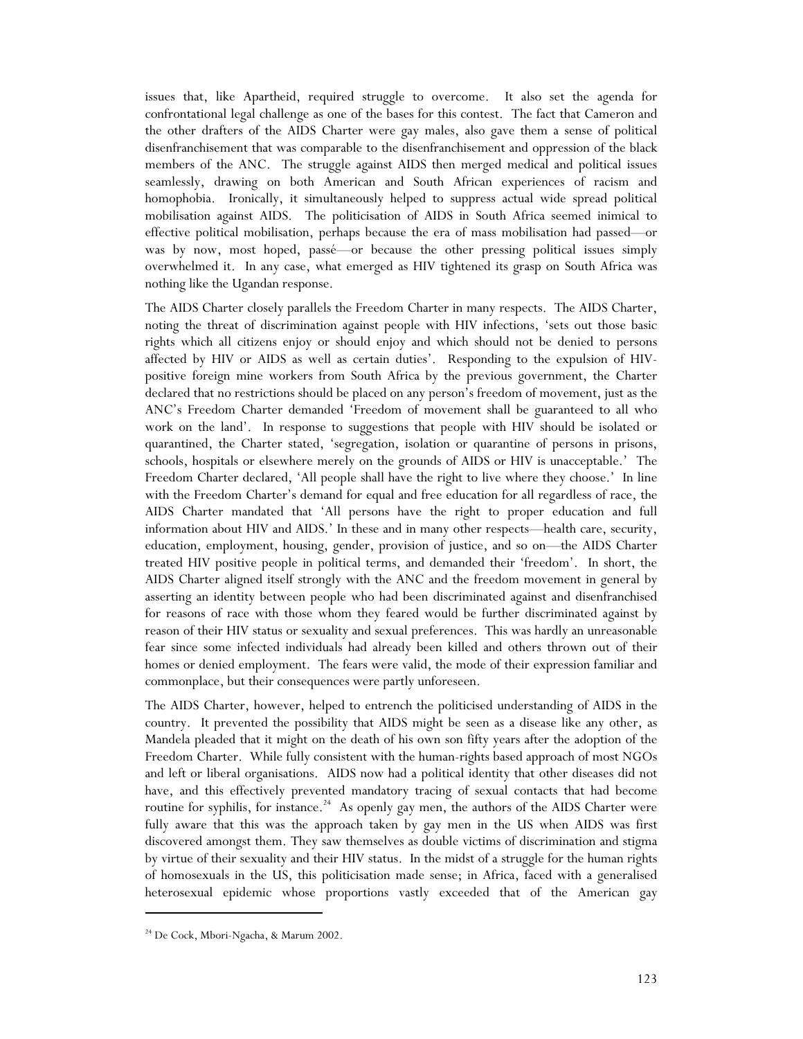issues that, like Apartheid, required struggle to overcome. It also set the agenda for confrontational legal challenge as one of the bases for this contest. The fact that Cameron and the other drafters of the AIDS Charter were gay males, also gave them a sense of political disenfranchisement that was comparable to the disenfranchisement and oppression of the black members of the ANC. The struggle against AIDS then merged medical and political issues seamlessly, drawing on both American and South African experiences of racism and homophobia. Ironically, it simultaneously helped to suppress actual wide spread political mobilisation against AIDS. The politicisation of AIDS in South Africa seemed inimical to effective political mobilisation, perhaps because the era of mass mobilisation had passed—or was by now, most hoped, passé—or because the other pressing political issues simply overwhelmed it. In any case, what emerged as HIV tightened its grasp on South Africa was nothing like the Ugandan response.

The AIDS Charter closely parallels the Freedom Charter in many respects. The AIDS Charter, noting the threat of discrimination against people with HIV infections, 'sets out those basic rights which all citizens enjoy or should enjoy and which should not be denied to persons affected by HIV or AIDS as well as certain duties'. Responding to the expulsion of HIV-positive foreign mine workers from South Africa by the previous government, the Charter declared that no restrictions should be placed on any person's freedom of movement, just as the ANC's Freedom Charter demanded 'Freedom of movement shall be guaranteed to all who work on the land'. In response to suggestions that people with HIV should be isolated or quarantined, the Charter stated, 'segregation, isolation or quarantine of persons in prisons, schools, hospitals or elsewhere merely on the grounds of AIDS or HIV is unacceptable.' The Freedom Charter declared, 'All people shall have the right to live where they choose.' In line with the Freedom Charter's demand for equal and free education for all regardless of race, the AIDS Charter mandated that 'All persons have the right to proper education and full information about HIV and AIDS.' In these and in many other respects—health care, security, education, employment, housing, gender, provision of justice, and so on—the AIDS Charter treated HIV positive people in political terms, and demanded their 'freedom'. In short, the AIDS Charter aligned itself strongly with the ANC and the freedom movement in general by asserting an identity between people who had been discriminated against and disenfranchised for reasons of race with those whom they feared would be further discriminated against by reason of their HIV status or sexuality and sexual preferences. This was hardly an unreasonable fear since some infected individuals had already been killed and others thrown out of their homes or denied employment. The fears were valid, the mode of their expression familiar and commonplace, but their consequences were partly unforeseen.

The AIDS Charter, however, helped to entrench the politicised understanding of AIDS in the country. It prevented the possibility that AIDS might be seen as a disease like any other, as Mandela pleaded that it might on the death of his own son fifty years after the adoption of the Freedom Charter. While fully consistent with the human-rights based approach of most NGOs and left or liberal organisations. AIDS now had a political identity that other diseases did not have, and this effectively prevented mandatory tracing of sexual contacts that had become routine for syphilis, for instance.[24] As openly gay men, the authors of the AIDS Charter were fully aware that this was the approach taken by gay men in the US when AIDS was first discovered amongst them. They saw themselves as double victims of discrimination and stigma by virtue of their sexuality and their HIV status. In the midst of a struggle for the human rights of homosexuals in the US, this politicisation made sense; in Africa, faced with a generalised heterosexual epidemic whose proportions vastly exceeded that of the American gay

[24] De Cock, Mbori-Ngacha, & Marum 2002.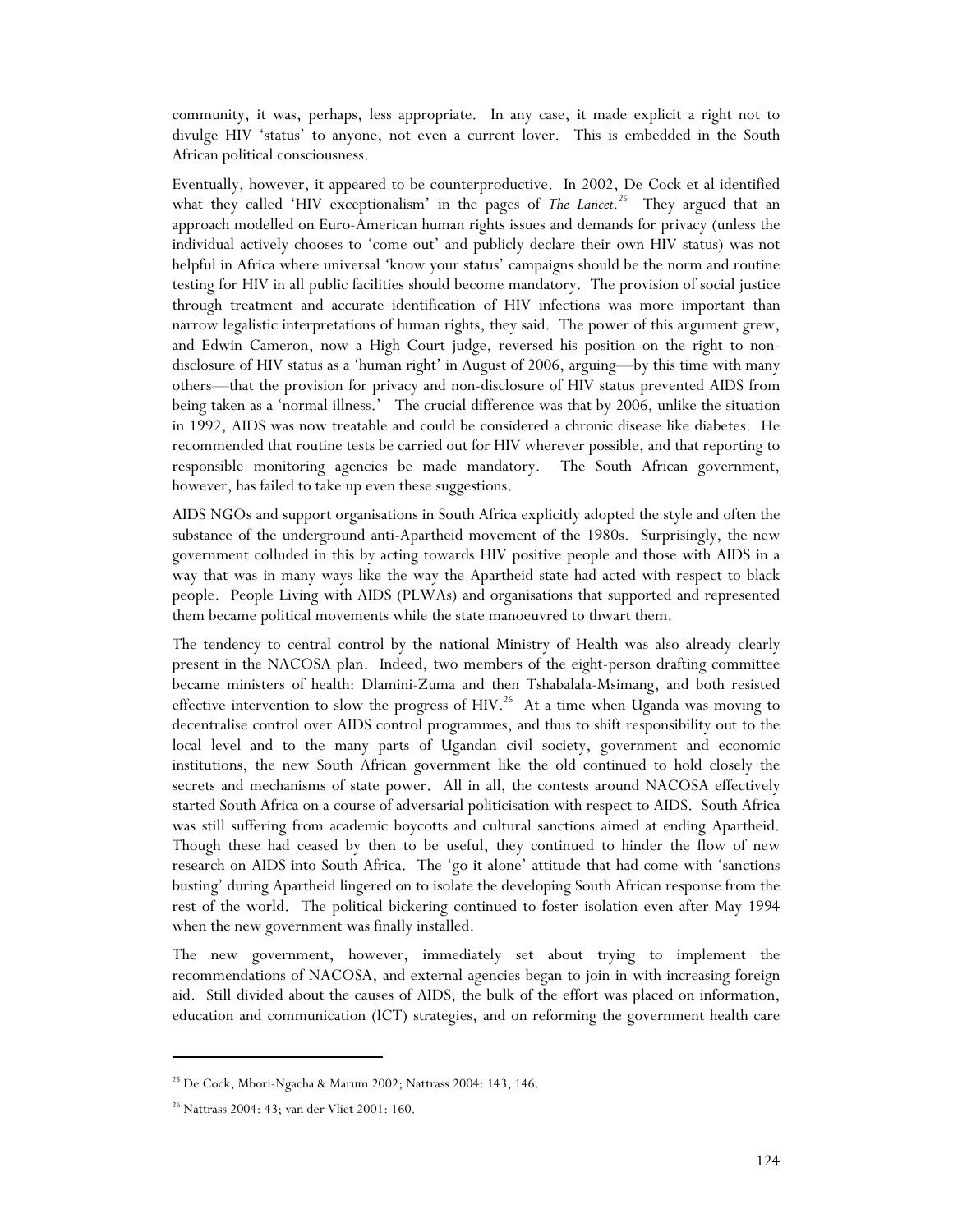community, it was, perhaps, less appropriate. In any case, it made explicit a right not to divulge HIV 'status' to anyone, not even a current lover. This is embedded in the South African political consciousness.

Eventually, however, it appeared to be counterproductive. In 2002, De Cock et al identified what they called 'HIV exceptionalism' in the pages of *The Lancet*.[25] They argued that an approach modelled on Euro-American human rights issues and demands for privacy (unless the individual actively chooses to 'come out' and publicly declare their own HIV status) was not helpful in Africa where universal 'know your status' campaigns should be the norm and routine testing for HIV in all public facilities should become mandatory. The provision of social justice through treatment and accurate identification of HIV infections was more important than narrow legalistic interpretations of human rights, they said. The power of this argument grew, and Edwin Cameron, now a High Court judge, reversed his position on the right to non-disclosure of HIV status as a 'human right' in August of 2006, arguing—by this time with many others—that the provision for privacy and non-disclosure of HIV status prevented AIDS from being taken as a 'normal illness.' The crucial difference was that by 2006, unlike the situation in 1992, AIDS was now treatable and could be considered a chronic disease like diabetes. He recommended that routine tests be carried out for HIV wherever possible, and that reporting to responsible monitoring agencies be made mandatory. The South African government, however, has failed to take up even these suggestions.

AIDS NGOs and support organisations in South Africa explicitly adopted the style and often the substance of the underground anti-Apartheid movement of the 1980s. Surprisingly, the new government colluded in this by acting towards HIV positive people and those with AIDS in a way that was in many ways like the way the Apartheid state had acted with respect to black people. People Living with AIDS (PLWAs) and organisations that supported and represented them became political movements while the state manoeuvred to thwart them.

The tendency to central control by the national Ministry of Health was also already clearly present in the NACOSA plan. Indeed, two members of the eight-person drafting committee became ministers of health: Dlamini-Zuma and then Tshabalala-Msimang, and both resisted effective intervention to slow the progress of HIV.[26] At a time when Uganda was moving to decentralise control over AIDS control programmes, and thus to shift responsibility out to the local level and to the many parts of Ugandan civil society, government and economic institutions, the new South African government like the old continued to hold closely the secrets and mechanisms of state power. All in all, the contests around NACOSA effectively started South Africa on a course of adversarial politicisation with respect to AIDS. South Africa was still suffering from academic boycotts and cultural sanctions aimed at ending Apartheid. Though these had ceased by then to be useful, they continued to hinder the flow of new research on AIDS into South Africa. The 'go it alone' attitude that had come with 'sanctions busting' during Apartheid lingered on to isolate the developing South African response from the rest of the world. The political bickering continued to foster isolation even after May 1994 when the new government was finally installed.

The new government, however, immediately set about trying to implement the recommendations of NACOSA, and external agencies began to join in with increasing foreign aid. Still divided about the causes of AIDS, the bulk of the effort was placed on information, education and communication (ICT) strategies, and on reforming the government health care

---

[25] De Cock, Mbori-Ngacha & Marum 2002; Nattrass 2004: 143, 146.

[26] Nattrass 2004: 43; van der Vliet 2001: 160.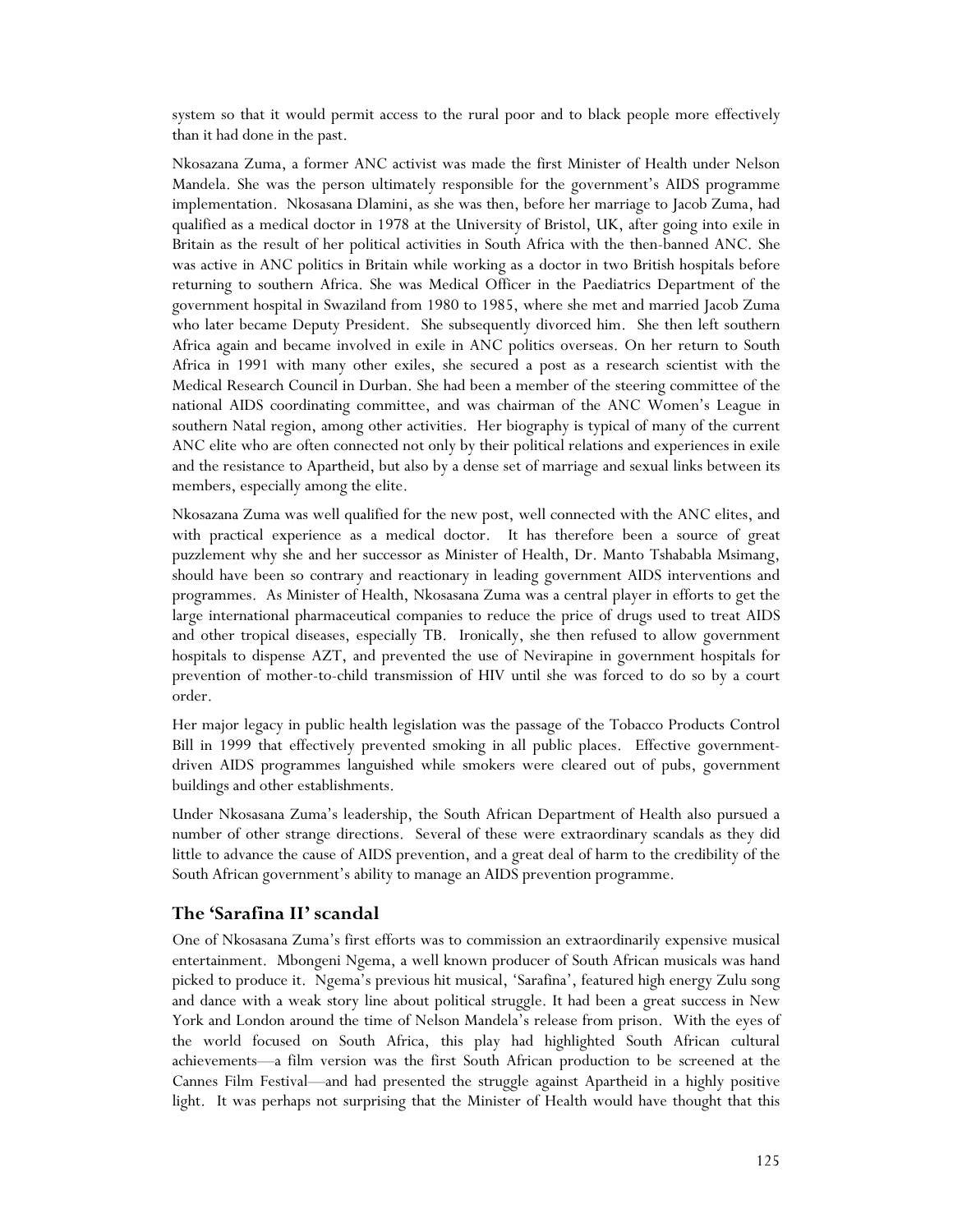system so that it would permit access to the rural poor and to black people more effectively than it had done in the past.

Nkosazana Zuma, a former ANC activist was made the first Minister of Health under Nelson Mandela. She was the person ultimately responsible for the government's AIDS programme implementation. Nkosasana Dlamini, as she was then, before her marriage to Jacob Zuma, had qualified as a medical doctor in 1978 at the University of Bristol, UK, after going into exile in Britain as the result of her political activities in South Africa with the then-banned ANC. She was active in ANC politics in Britain while working as a doctor in two British hospitals before returning to southern Africa. She was Medical Officer in the Paediatrics Department of the government hospital in Swaziland from 1980 to 1985, where she met and married Jacob Zuma who later became Deputy President. She subsequently divorced him. She then left southern Africa again and became involved in exile in ANC politics overseas. On her return to South Africa in 1991 with many other exiles, she secured a post as a research scientist with the Medical Research Council in Durban. She had been a member of the steering committee of the national AIDS coordinating committee, and was chairman of the ANC Women's League in southern Natal region, among other activities. Her biography is typical of many of the current ANC elite who are often connected not only by their political relations and experiences in exile and the resistance to Apartheid, but also by a dense set of marriage and sexual links between its members, especially among the elite.

Nkosazana Zuma was well qualified for the new post, well connected with the ANC elites, and with practical experience as a medical doctor. It has therefore been a source of great puzzlement why she and her successor as Minister of Health, Dr. Manto Tshababla Msimang, should have been so contrary and reactionary in leading government AIDS interventions and programmes. As Minister of Health, Nkosasana Zuma was a central player in efforts to get the large international pharmaceutical companies to reduce the price of drugs used to treat AIDS and other tropical diseases, especially TB. Ironically, she then refused to allow government hospitals to dispense AZT, and prevented the use of Nevirapine in government hospitals for prevention of mother-to-child transmission of HIV until she was forced to do so by a court order.

Her major legacy in public health legislation was the passage of the Tobacco Products Control Bill in 1999 that effectively prevented smoking in all public places. Effective government-driven AIDS programmes languished while smokers were cleared out of pubs, government buildings and other establishments.

Under Nkosasana Zuma's leadership, the South African Department of Health also pursued a number of other strange directions. Several of these were extraordinary scandals as they did little to advance the cause of AIDS prevention, and a great deal of harm to the credibility of the South African government's ability to manage an AIDS prevention programme.

## The 'Sarafina II' scandal

One of Nkosasana Zuma's first efforts was to commission an extraordinarily expensive musical entertainment. Mbongeni Ngema, a well known producer of South African musicals was hand picked to produce it. Ngema's previous hit musical, 'Sarafina', featured high energy Zulu song and dance with a weak story line about political struggle. It had been a great success in New York and London around the time of Nelson Mandela's release from prison. With the eyes of the world focused on South Africa, this play had highlighted South African cultural achievements—a film version was the first South African production to be screened at the Cannes Film Festival—and had presented the struggle against Apartheid in a highly positive light. It was perhaps not surprising that the Minister of Health would have thought that this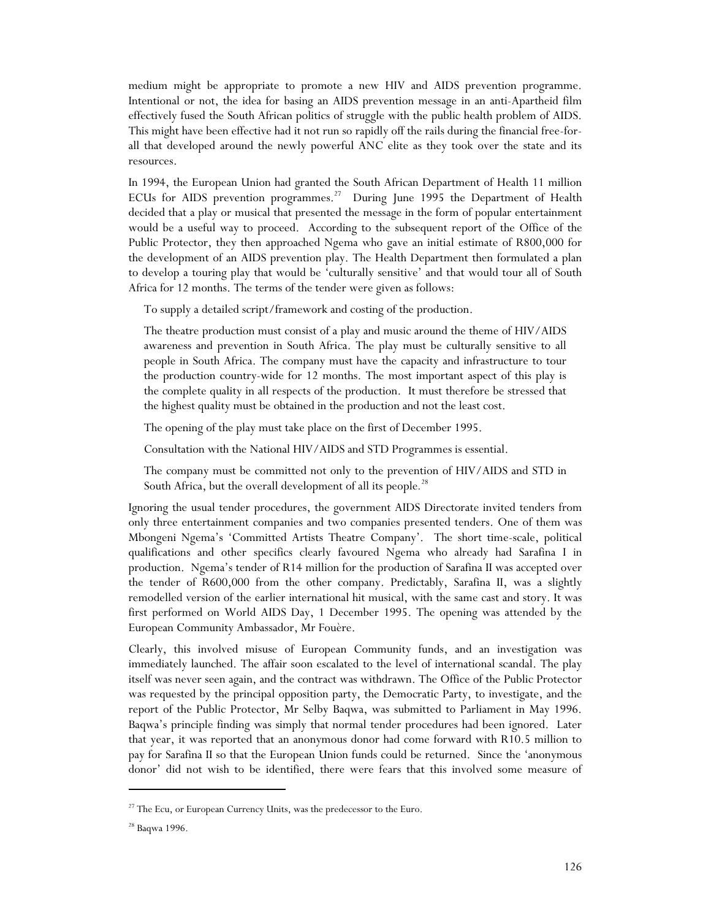medium might be appropriate to promote a new HIV and AIDS prevention programme. Intentional or not, the idea for basing an AIDS prevention message in an anti-Apartheid film effectively fused the South African politics of struggle with the public health problem of AIDS. This might have been effective had it not run so rapidly off the rails during the financial free-for-all that developed around the newly powerful ANC elite as they took over the state and its resources.

In 1994, the European Union had granted the South African Department of Health 11 million ECUs for AIDS prevention programmes.[27] During June 1995 the Department of Health decided that a play or musical that presented the message in the form of popular entertainment would be a useful way to proceed. According to the subsequent report of the Office of the Public Protector, they then approached Ngema who gave an initial estimate of R800,000 for the development of an AIDS prevention play. The Health Department then formulated a plan to develop a touring play that would be 'culturally sensitive' and that would tour all of South Africa for 12 months. The terms of the tender were given as follows:

> To supply a detailed script/framework and costing of the production.
>
> The theatre production must consist of a play and music around the theme of HIV/AIDS awareness and prevention in South Africa. The play must be culturally sensitive to all people in South Africa. The company must have the capacity and infrastructure to tour the production country-wide for 12 months. The most important aspect of this play is the complete quality in all respects of the production. It must therefore be stressed that the highest quality must be obtained in the production and not the least cost.
>
> The opening of the play must take place on the first of December 1995.
>
> Consultation with the National HIV/AIDS and STD Programmes is essential.
>
> The company must be committed not only to the prevention of HIV/AIDS and STD in South Africa, but the overall development of all its people.[28]

Ignoring the usual tender procedures, the government AIDS Directorate invited tenders from only three entertainment companies and two companies presented tenders. One of them was Mbongeni Ngema's 'Committed Artists Theatre Company'. The short time-scale, political qualifications and other specifics clearly favoured Ngema who already had Sarafina I in production. Ngema's tender of R14 million for the production of Sarafina II was accepted over the tender of R600,000 from the other company. Predictably, Sarafina II, was a slightly remodelled version of the earlier international hit musical, with the same cast and story. It was first performed on World AIDS Day, 1 December 1995. The opening was attended by the European Community Ambassador, Mr Fouère.

Clearly, this involved misuse of European Community funds, and an investigation was immediately launched. The affair soon escalated to the level of international scandal. The play itself was never seen again, and the contract was withdrawn. The Office of the Public Protector was requested by the principal opposition party, the Democratic Party, to investigate, and the report of the Public Protector, Mr Selby Baqwa, was submitted to Parliament in May 1996. Baqwa's principle finding was simply that normal tender procedures had been ignored. Later that year, it was reported that an anonymous donor had come forward with R10.5 million to pay for Sarafina II so that the European Union funds could be returned. Since the 'anonymous donor' did not wish to be identified, there were fears that this involved some measure of

---

[27] The Ecu, or European Currency Units, was the predecessor to the Euro.

[28] Baqwa 1996.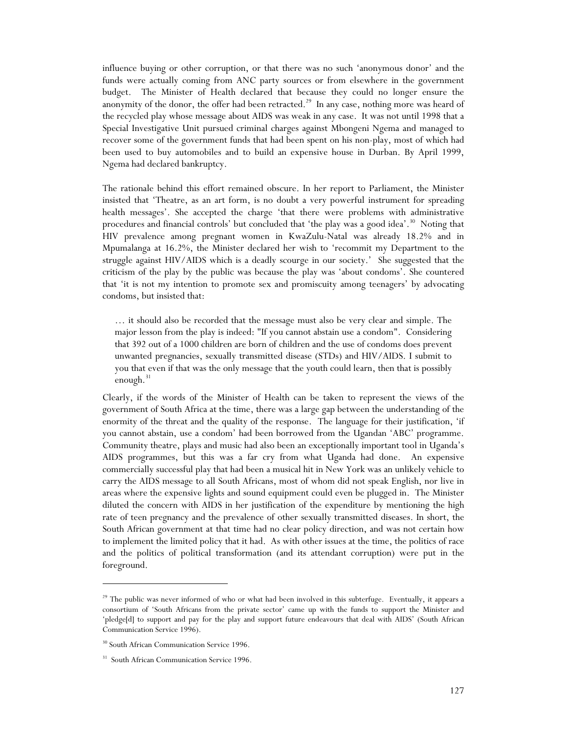influence buying or other corruption, or that there was no such 'anonymous donor' and the funds were actually coming from ANC party sources or from elsewhere in the government budget. The Minister of Health declared that because they could no longer ensure the anonymity of the donor, the offer had been retracted.[29] In any case, nothing more was heard of the recycled play whose message about AIDS was weak in any case. It was not until 1998 that a Special Investigative Unit pursued criminal charges against Mbongeni Ngema and managed to recover some of the government funds that had been spent on his non-play, most of which had been used to buy automobiles and to build an expensive house in Durban. By April 1999, Ngema had declared bankruptcy.

The rationale behind this effort remained obscure. In her report to Parliament, the Minister insisted that 'Theatre, as an art form, is no doubt a very powerful instrument for spreading health messages'. She accepted the charge 'that there were problems with administrative procedures and financial controls' but concluded that 'the play was a good idea'.[30] Noting that HIV prevalence among pregnant women in KwaZulu-Natal was already 18.2% and in Mpumalanga at 16.2%, the Minister declared her wish to 'recommit my Department to the struggle against HIV/AIDS which is a deadly scourge in our society.' She suggested that the criticism of the play by the public was because the play was 'about condoms'. She countered that 'it is not my intention to promote sex and promiscuity among teenagers' by advocating condoms, but insisted that:

> … it should also be recorded that the message must also be very clear and simple. The major lesson from the play is indeed: "If you cannot abstain use a condom". Considering that 392 out of a 1000 children are born of children and the use of condoms does prevent unwanted pregnancies, sexually transmitted disease (STDs) and HIV/AIDS. I submit to you that even if that was the only message that the youth could learn, then that is possibly enough.[31]

Clearly, if the words of the Minister of Health can be taken to represent the views of the government of South Africa at the time, there was a large gap between the understanding of the enormity of the threat and the quality of the response. The language for their justification, 'if you cannot abstain, use a condom' had been borrowed from the Ugandan 'ABC' programme. Community theatre, plays and music had also been an exceptionally important tool in Uganda's AIDS programmes, but this was a far cry from what Uganda had done. An expensive commercially successful play that had been a musical hit in New York was an unlikely vehicle to carry the AIDS message to all South Africans, most of whom did not speak English, nor live in areas where the expensive lights and sound equipment could even be plugged in. The Minister diluted the concern with AIDS in her justification of the expenditure by mentioning the high rate of teen pregnancy and the prevalence of other sexually transmitted diseases. In short, the South African government at that time had no clear policy direction, and was not certain how to implement the limited policy that it had. As with other issues at the time, the politics of race and the politics of political transformation (and its attendant corruption) were put in the foreground.

---

[29] The public was never informed of who or what had been involved in this subterfuge. Eventually, it appears a consortium of 'South Africans from the private sector' came up with the funds to support the Minister and 'pledge[d] to support and pay for the play and support future endeavours that deal with AIDS' (South African Communication Service 1996).

[30] South African Communication Service 1996.

[31] South African Communication Service 1996.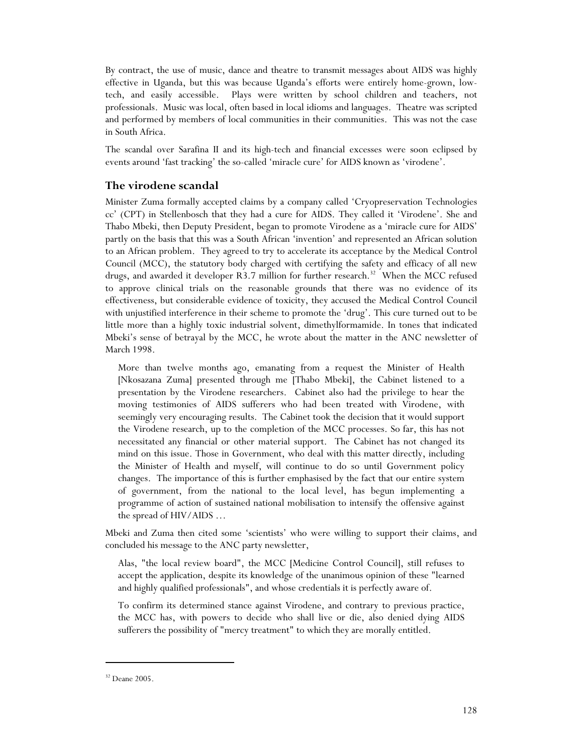By contract, the use of music, dance and theatre to transmit messages about AIDS was highly effective in Uganda, but this was because Uganda's efforts were entirely home-grown, low-tech, and easily accessible. Plays were written by school children and teachers, not professionals. Music was local, often based in local idioms and languages. Theatre was scripted and performed by members of local communities in their communities. This was not the case in South Africa.

The scandal over Sarafina II and its high-tech and financial excesses were soon eclipsed by events around 'fast tracking' the so-called 'miracle cure' for AIDS known as 'virodene'.

## The virodene scandal

Minister Zuma formally accepted claims by a company called 'Cryopreservation Technologies cc' (CPT) in Stellenbosch that they had a cure for AIDS. They called it 'Virodene'. She and Thabo Mbeki, then Deputy President, began to promote Virodene as a 'miracle cure for AIDS' partly on the basis that this was a South African 'invention' and represented an African solution to an African problem. They agreed to try to accelerate its acceptance by the Medical Control Council (MCC), the statutory body charged with certifying the safety and efficacy of all new drugs, and awarded it developer R3.7 million for further research.[32] When the MCC refused to approve clinical trials on the reasonable grounds that there was no evidence of its effectiveness, but considerable evidence of toxicity, they accused the Medical Control Council with unjustified interference in their scheme to promote the 'drug'. This cure turned out to be little more than a highly toxic industrial solvent, dimethylformamide. In tones that indicated Mbeki's sense of betrayal by the MCC, he wrote about the matter in the ANC newsletter of March 1998.

> More than twelve months ago, emanating from a request the Minister of Health [Nkosazana Zuma] presented through me [Thabo Mbeki], the Cabinet listened to a presentation by the Virodene researchers. Cabinet also had the privilege to hear the moving testimonies of AIDS sufferers who had been treated with Virodene, with seemingly very encouraging results. The Cabinet took the decision that it would support the Virodene research, up to the completion of the MCC processes. So far, this has not necessitated any financial or other material support. The Cabinet has not changed its mind on this issue. Those in Government, who deal with this matter directly, including the Minister of Health and myself, will continue to do so until Government policy changes. The importance of this is further emphasised by the fact that our entire system of government, from the national to the local level, has begun implementing a programme of action of sustained national mobilisation to intensify the offensive against the spread of HIV/AIDS …

Mbeki and Zuma then cited some 'scientists' who were willing to support their claims, and concluded his message to the ANC party newsletter,

> Alas, "the local review board", the MCC [Medicine Control Council], still refuses to accept the application, despite its knowledge of the unanimous opinion of these "learned and highly qualified professionals", and whose credentials it is perfectly aware of.
>
> To confirm its determined stance against Virodene, and contrary to previous practice, the MCC has, with powers to decide who shall live or die, also denied dying AIDS sufferers the possibility of "mercy treatment" to which they are morally entitled.

[32] Deane 2005.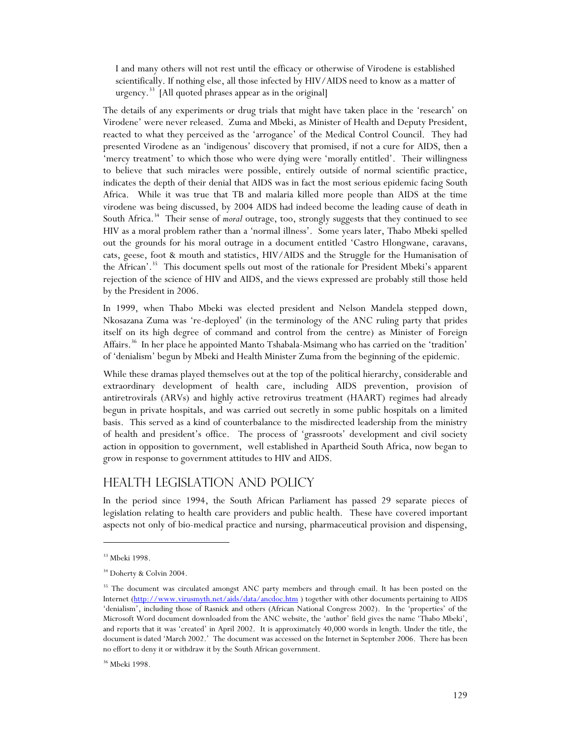> I and many others will not rest until the efficacy or otherwise of Virodene is established scientifically. If nothing else, all those infected by HIV/AIDS need to know as a matter of urgency.[33] [All quoted phrases appear as in the original]

The details of any experiments or drug trials that might have taken place in the 'research' on Virodene' were never released. Zuma and Mbeki, as Minister of Health and Deputy President, reacted to what they perceived as the 'arrogance' of the Medical Control Council. They had presented Virodene as an 'indigenous' discovery that promised, if not a cure for AIDS, then a 'mercy treatment' to which those who were dying were 'morally entitled'. Their willingness to believe that such miracles were possible, entirely outside of normal scientific practice, indicates the depth of their denial that AIDS was in fact the most serious epidemic facing South Africa. While it was true that TB and malaria killed more people than AIDS at the time virodene was being discussed, by 2004 AIDS had indeed become the leading cause of death in South Africa.[34] Their sense of *moral* outrage, too, strongly suggests that they continued to see HIV as a moral problem rather than a 'normal illness'. Some years later, Thabo Mbeki spelled out the grounds for his moral outrage in a document entitled 'Castro Hlongwane, caravans, cats, geese, foot & mouth and statistics, HIV/AIDS and the Struggle for the Humanisation of the African'.[35] This document spells out most of the rationale for President Mbeki's apparent rejection of the science of HIV and AIDS, and the views expressed are probably still those held by the President in 2006.

In 1999, when Thabo Mbeki was elected president and Nelson Mandela stepped down, Nkosazana Zuma was 're-deployed' (in the terminology of the ANC ruling party that prides itself on its high degree of command and control from the centre) as Minister of Foreign Affairs.[36] In her place he appointed Manto Tshabala-Msimang who has carried on the 'tradition' of 'denialism' begun by Mbeki and Health Minister Zuma from the beginning of the epidemic.

While these dramas played themselves out at the top of the political hierarchy, considerable and extraordinary development of health care, including AIDS prevention, provision of antiretrovirals (ARVs) and highly active retrovirus treatment (HAART) regimes had already begun in private hospitals, and was carried out secretly in some public hospitals on a limited basis. This served as a kind of counterbalance to the misdirected leadership from the ministry of health and president's office. The process of 'grassroots' development and civil society action in opposition to government, well established in Apartheid South Africa, now began to grow in response to government attitudes to HIV and AIDS.

## Health Legislation and Policy

In the period since 1994, the South African Parliament has passed 29 separate pieces of legislation relating to health care providers and public health. These have covered important aspects not only of bio-medical practice and nursing, pharmaceutical provision and dispensing,

---

[33] Mbeki 1998.

[34] Doherty & Colvin 2004.

[35] The document was circulated amongst ANC party members and through email. It has been posted on the Internet (http://www.virusmyth.net/aids/data/ancdoc.htm ) together with other documents pertaining to AIDS 'denialism', including those of Rasnick and others (African National Congress 2002). In the 'properties' of the Microsoft Word document downloaded from the ANC website, the 'author' field gives the name 'Thabo Mbeki', and reports that it was 'created' in April 2002. It is approximately 40,000 words in length. Under the title, the document is dated 'March 2002.' The document was accessed on the Internet in September 2006. There has been no effort to deny it or withdraw it by the South African government.

[36] Mbeki 1998.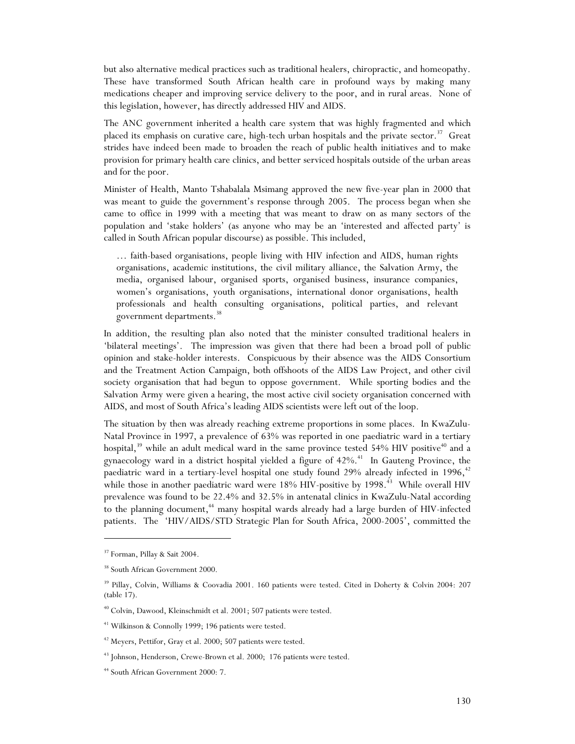but also alternative medical practices such as traditional healers, chiropractic, and homeopathy. These have transformed South African health care in profound ways by making many medications cheaper and improving service delivery to the poor, and in rural areas. None of this legislation, however, has directly addressed HIV and AIDS.

The ANC government inherited a health care system that was highly fragmented and which placed its emphasis on curative care, high-tech urban hospitals and the private sector.[37] Great strides have indeed been made to broaden the reach of public health initiatives and to make provision for primary health care clinics, and better serviced hospitals outside of the urban areas and for the poor.

Minister of Health, Manto Tshabalala Msimang approved the new five-year plan in 2000 that was meant to guide the government's response through 2005. The process began when she came to office in 1999 with a meeting that was meant to draw on as many sectors of the population and 'stake holders' (as anyone who may be an 'interested and affected party' is called in South African popular discourse) as possible. This included,

> … faith-based organisations, people living with HIV infection and AIDS, human rights organisations, academic institutions, the civil military alliance, the Salvation Army, the media, organised labour, organised sports, organised business, insurance companies, women's organisations, youth organisations, international donor organisations, health professionals and health consulting organisations, political parties, and relevant government departments.[38]

In addition, the resulting plan also noted that the minister consulted traditional healers in 'bilateral meetings'. The impression was given that there had been a broad poll of public opinion and stake-holder interests. Conspicuous by their absence was the AIDS Consortium and the Treatment Action Campaign, both offshoots of the AIDS Law Project, and other civil society organisation that had begun to oppose government. While sporting bodies and the Salvation Army were given a hearing, the most active civil society organisation concerned with AIDS, and most of South Africa's leading AIDS scientists were left out of the loop.

The situation by then was already reaching extreme proportions in some places. In KwaZulu-Natal Province in 1997, a prevalence of 63% was reported in one paediatric ward in a tertiary hospital,[39] while an adult medical ward in the same province tested 54% HIV positive[40] and a gynaecology ward in a district hospital yielded a figure of 42%.[41] In Gauteng Province, the paediatric ward in a tertiary-level hospital one study found 29% already infected in 1996,[42] while those in another paediatric ward were 18% HIV-positive by 1998.[43] While overall HIV prevalence was found to be 22.4% and 32.5% in antenatal clinics in KwaZulu-Natal according to the planning document,[44] many hospital wards already had a large burden of HIV-infected patients. The 'HIV/AIDS/STD Strategic Plan for South Africa, 2000-2005', committed the

---

[37] Forman, Pillay & Sait 2004.

[38] South African Government 2000.

[39] Pillay, Colvin, Williams & Coovadia 2001. 160 patients were tested. Cited in Doherty & Colvin 2004: 207 (table 17).

[40] Colvin, Dawood, Kleinschmidt et al. 2001; 507 patients were tested.

[41] Wilkinson & Connolly 1999; 196 patients were tested.

[42] Meyers, Pettifor, Gray et al. 2000; 507 patients were tested.

[43] Johnson, Henderson, Crewe-Brown et al. 2000; 176 patients were tested.

[44] South African Government 2000: 7.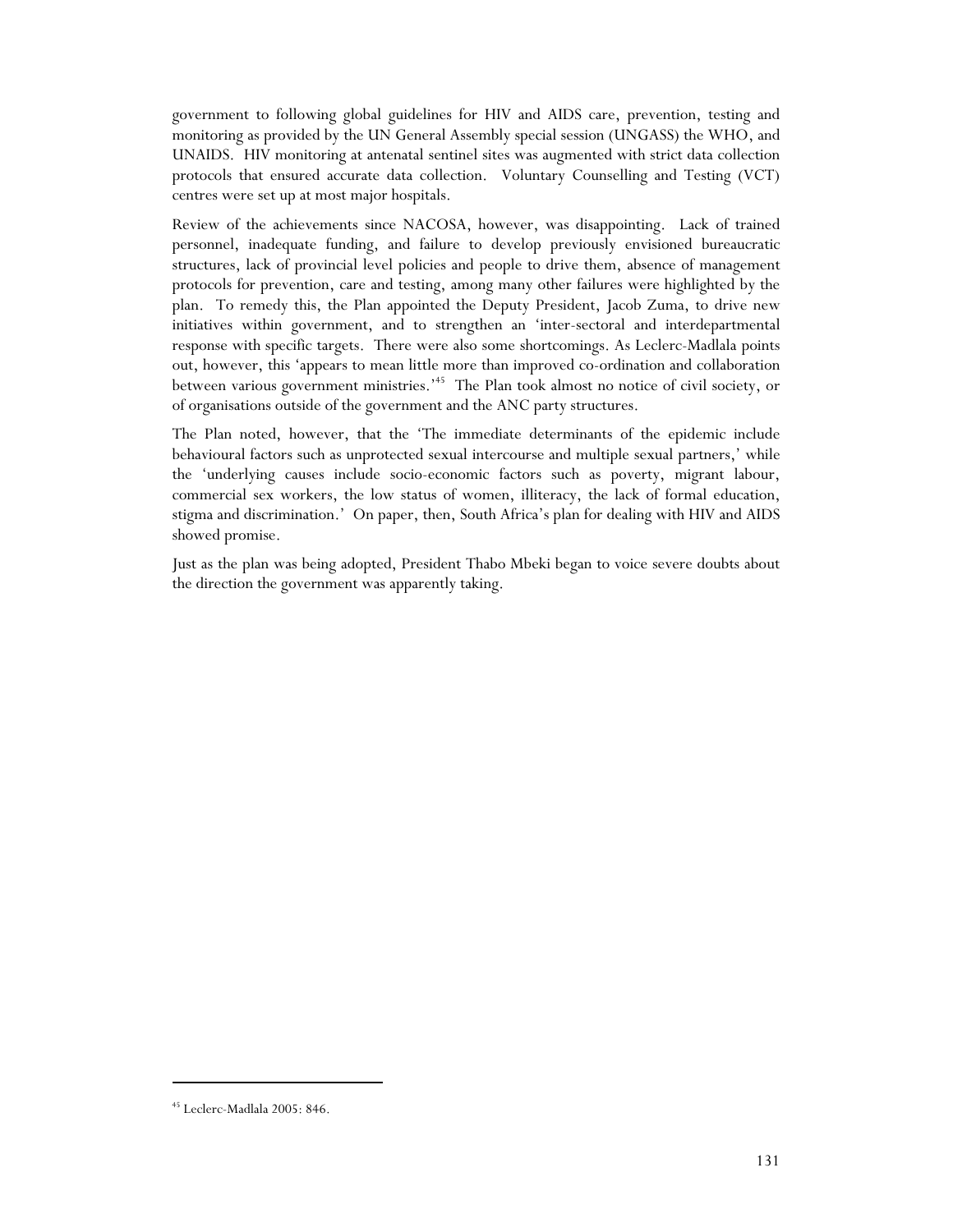government to following global guidelines for HIV and AIDS care, prevention, testing and monitoring as provided by the UN General Assembly special session (UNGASS) the WHO, and UNAIDS. HIV monitoring at antenatal sentinel sites was augmented with strict data collection protocols that ensured accurate data collection. Voluntary Counselling and Testing (VCT) centres were set up at most major hospitals.

Review of the achievements since NACOSA, however, was disappointing. Lack of trained personnel, inadequate funding, and failure to develop previously envisioned bureaucratic structures, lack of provincial level policies and people to drive them, absence of management protocols for prevention, care and testing, among many other failures were highlighted by the plan. To remedy this, the Plan appointed the Deputy President, Jacob Zuma, to drive new initiatives within government, and to strengthen an 'inter-sectoral and interdepartmental response with specific targets. There were also some shortcomings. As Leclerc-Madlala points out, however, this 'appears to mean little more than improved co-ordination and collaboration between various government ministries.'[45] The Plan took almost no notice of civil society, or of organisations outside of the government and the ANC party structures.

The Plan noted, however, that the 'The immediate determinants of the epidemic include behavioural factors such as unprotected sexual intercourse and multiple sexual partners,' while the 'underlying causes include socio-economic factors such as poverty, migrant labour, commercial sex workers, the low status of women, illiteracy, the lack of formal education, stigma and discrimination.' On paper, then, South Africa's plan for dealing with HIV and AIDS showed promise.

Just as the plan was being adopted, President Thabo Mbeki began to voice severe doubts about the direction the government was apparently taking.

---

[45] Leclerc-Madlala 2005: 846.